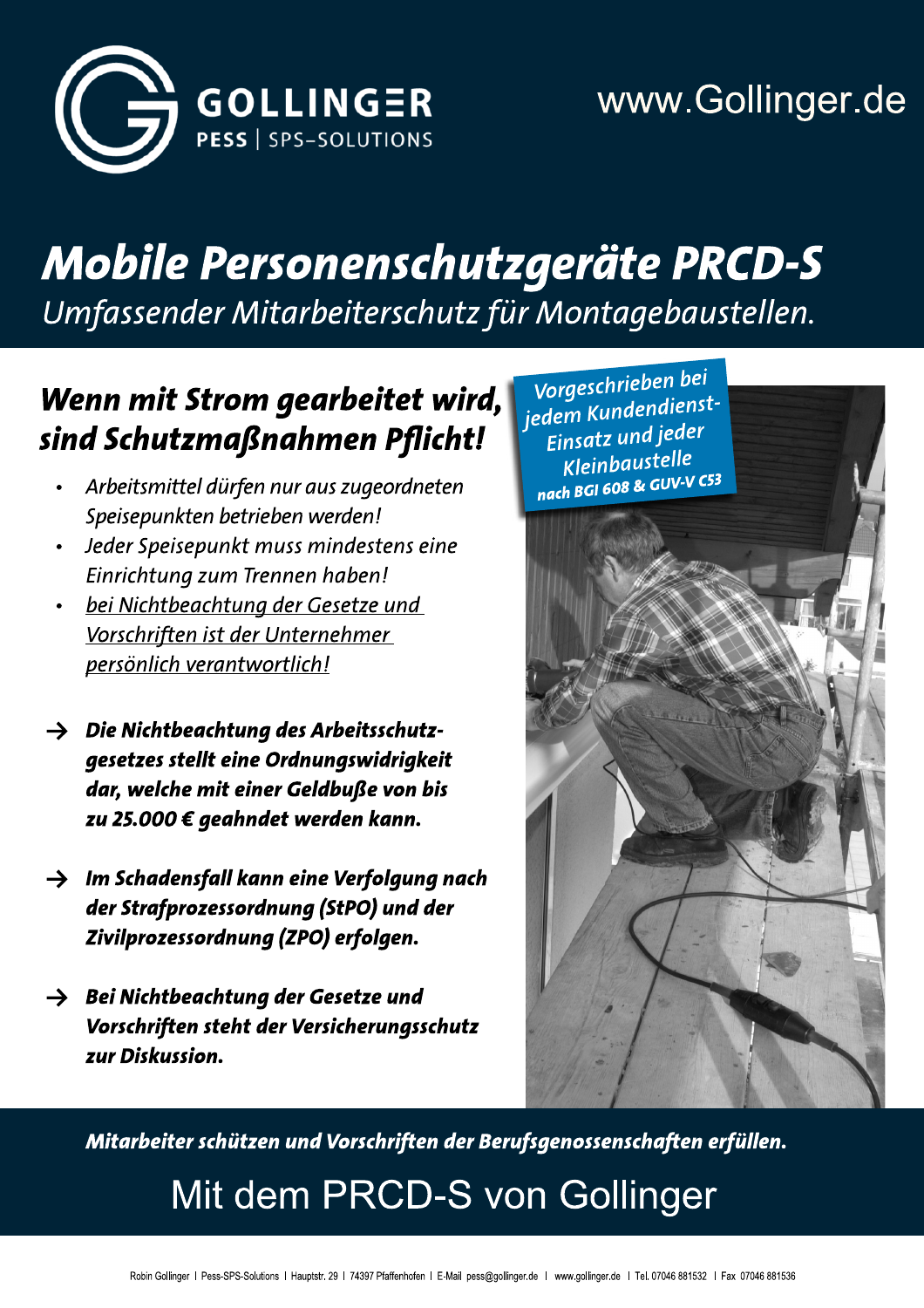GOLLINGER
PESS | SPS-SOLUTIONS

www.Gollinger.de

# Mobile Personenschutzgeräte PRCD-S

*Umfassender Mitarbeiterschutz für Montagebaustellen.*

## Wenn mit Strom gearbeitet wird, sind Schutzmaßnahmen Pflicht!

- *Arbeitsmittel dürfen nur aus zugeordneten Speisepunkten betrieben werden!*
- *Jeder Speisepunkt muss mindestens eine Einrichtung zum Trennen haben!*
- *bei Nichtbeachtung der Gesetze und Vorschriften ist der Unternehmer persönlich verantwortlich!*

→ ***Die Nichtbeachtung des Arbeitsschutzgesetzes stellt eine Ordnungswidrigkeit dar, welche mit einer Geldbuße von bis zu 25.000 € geahndet werden kann.***

→ ***Im Schadensfall kann eine Verfolgung nach der Strafprozessordnung (StPO) und der Zivilprozessordnung (ZPO) erfolgen.***

→ ***Bei Nichtbeachtung der Gesetze und Vorschriften steht der Versicherungsschutz zur Diskussion.***

*Vorgeschrieben bei jedem Kundendienst-Einsatz und jeder Kleinbaustelle*
***nach BGI 608 & GUV-V C53***

***Mitarbeiter schützen und Vorschriften der Berufsgenossenschaften erfüllen.***

## Mit dem PRCD-S von Gollinger

Robin Gollinger | Pess-SPS-Solutions | Hauptstr. 29 | 74397 Pfaffenhofen | E-Mail pess@gollinger.de | www.gollinger.de | Tel. 07046 881532 | Fax 07046 881536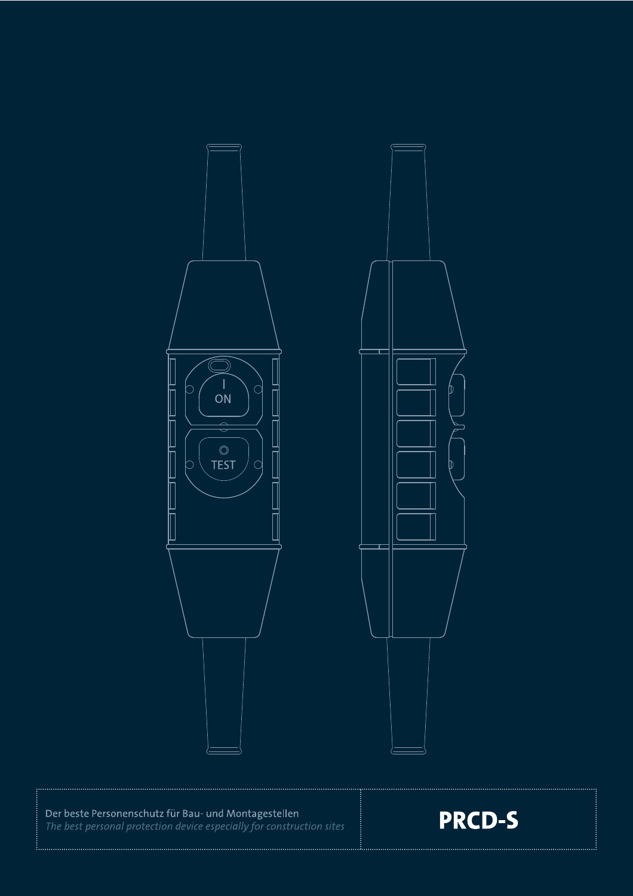Der beste Personenschutz für Bau- und Montagestellen
*The best personal protection device especially for construction sites*

**PRCD-S**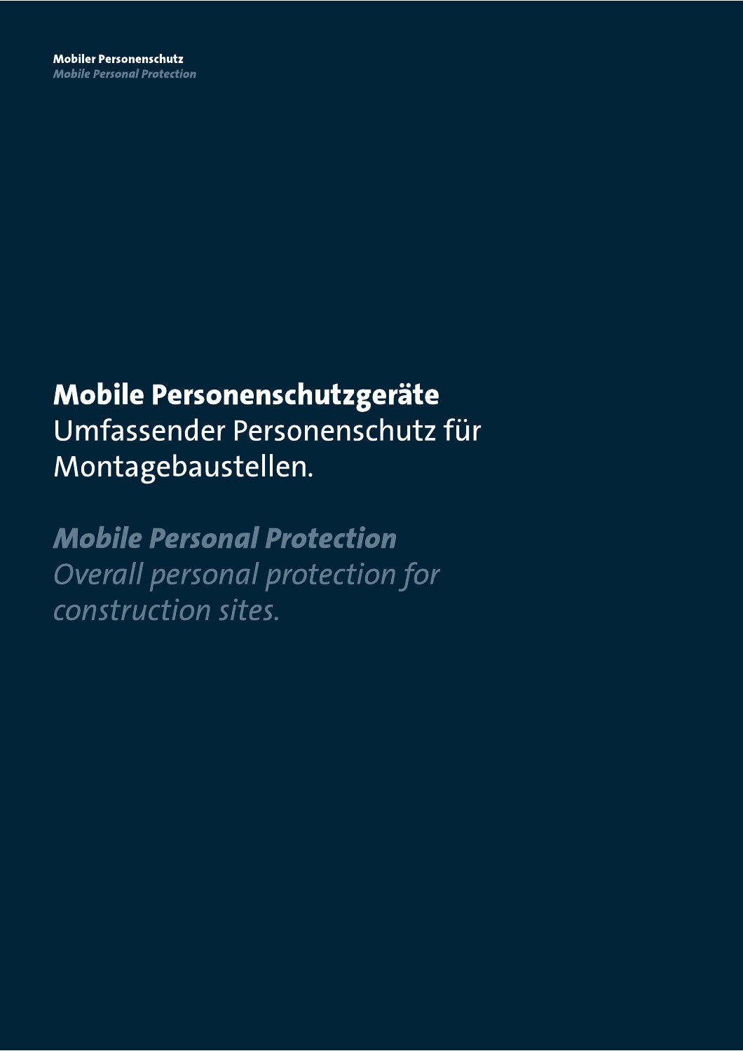# Mobile Personenschutzgeräte

Umfassender Personenschutz für Montagebaustellen.

## *Mobile Personal Protection*

*Overall personal protection for construction sites.*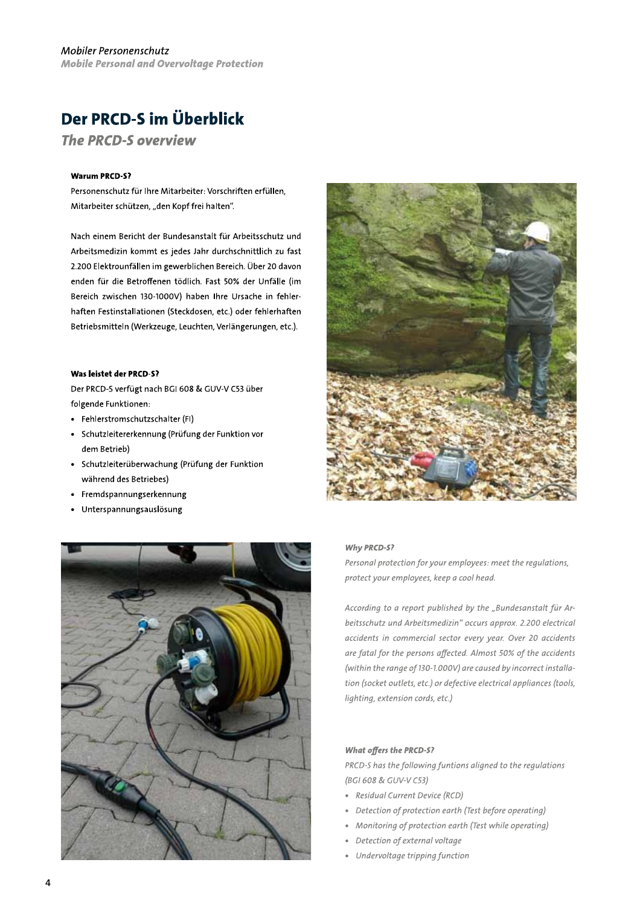*Mobiler Personenschutz*
***Mobile Personal and Overvoltage Protection***

# Der PRCD-S im Überblick

## *The PRCD-S overview*

**Warum PRCD-S?**

Personenschutz für Ihre Mitarbeiter: Vorschriften erfüllen, Mitarbeiter schützen, „den Kopf frei halten".

Nach einem Bericht der Bundesanstalt für Arbeitsschutz und Arbeitsmedizin kommt es jedes Jahr durchschnittlich zu fast 2.200 Elektrounfällen im gewerblichen Bereich. Über 20 davon enden für die Betroffenen tödlich. Fast 50% der Unfälle (im Bereich zwischen 130-1000V) haben Ihre Ursache in fehlerhaften Festinstallationen (Steckdosen, etc.) oder fehlerhaften Betriebsmitteln (Werkzeuge, Leuchten, Verlängerungen, etc.).

**Was leistet der PRCD-S?**

Der PRCD-S verfügt nach BGI 608 & GUV-V C53 über folgende Funktionen:

- Fehlerstromschutzschalter (FI)
- Schutzleitererkennung (Prüfung der Funktion vor dem Betrieb)
- Schutzleiterüberwachung (Prüfung der Funktion während des Betriebes)
- Fremdspannungserkennung
- Unterspannungsauslösung

***Why PRCD-S?***

*Personal protection for your employees: meet the regulations, protect your employees, keep a cool head.*

*According to a report published by the „Bundesanstalt für Arbeitsschutz und Arbeitsmedizin" occurs approx. 2.200 electrical accidents in commercial sector every year. Over 20 accidents are fatal for the persons affected. Almost 50% of the accidents (within the range of 130-1.000V) are caused by incorrect installation (socket outlets, etc.) or defective electrical appliances (tools, lighting, extension cords, etc.)*

***What offers the PRCD-S?***

*PRCD-S has the following funtions aligned to the regulations (BGI 608 & GUV-V C53)*

- *Residual Current Device (RCD)*
- *Detection of protection earth (Test before operating)*
- *Monitoring of protection earth (Test while operating)*
- *Detection of external voltage*
- *Undervoltage tripping function*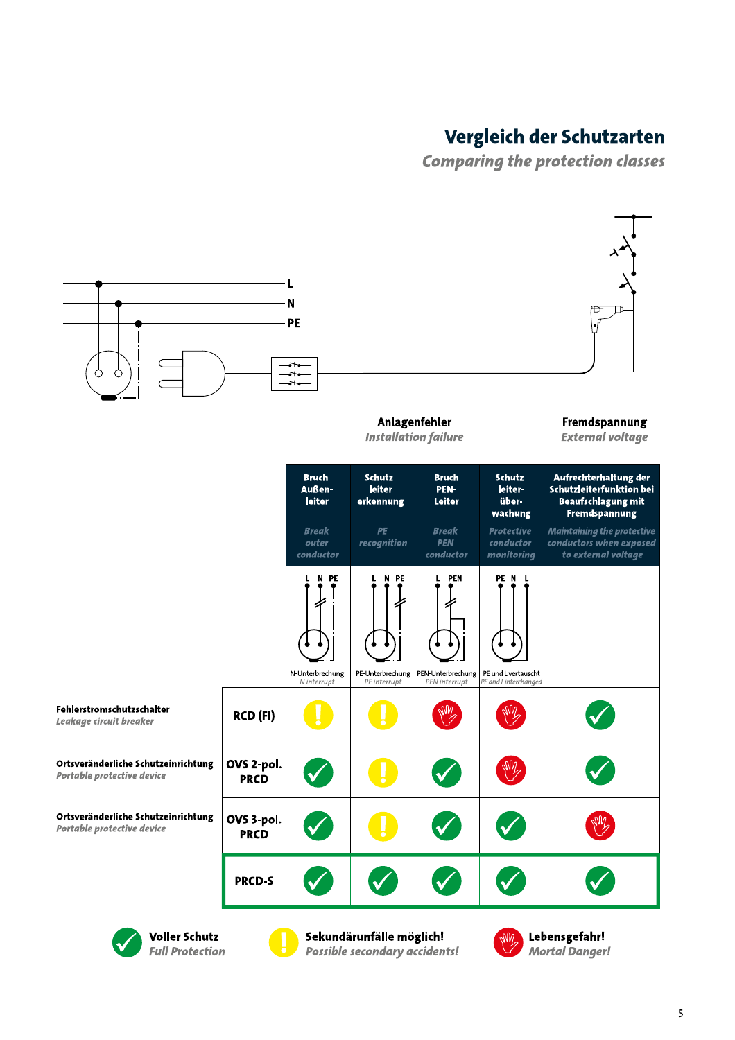# Vergleich der Schutzarten

*Comparing the protection classes*

L
N
PE

| | | Anlagenfehler *Installation failure* | | | | Fremdspannung *External voltage* |
|---|---|---|---|---|---|---|
| | | **Bruch Außenleiter** *Break outer conductor* | **Schutzleiter erkennung** *PE recognition* | **Bruch PEN-Leiter** *Break PEN conductor* | **Schutzleiter überwachung** *Protective conductor monitoring* | **Aufrechterhaltung der Schutzleiterfunktion bei Beaufschlagung mit Fremdspannung** *Maintaining the protective conductors when exposed to external voltage* |
| | | L N PE | L N PE | L PEN | PE N L | |
| | | N-Unterbrechung *N interrupt* | PE-Unterbrechung *PE interrupt* | PEN-Unterbrechung *PEN interrupt* | PE und L vertauscht *PE and L interchanged* | |
| **Fehlerstromschutzschalter** *Leakage circuit breaker* | **RCD (FI)** | ! | ! | ✋ | ✋ | ✓ |
| **Ortsveränderliche Schutzeinrichtung** *Portable protective device* | **OVS 2-pol. PRCD** | ✓ | ! | ✓ | ✋ | ✓ |
| **Ortsveränderliche Schutzeinrichtung** *Portable protective device* | **OVS 3-pol. PRCD** | ✓ | ! | ✓ | ✓ | ✋ |
| | **PRCD-S** | ✓ | ✓ | ✓ | ✓ | ✓ |

✓ **Voller Schutz** *Full Protection*

! **Sekundärunfälle möglich!** *Possible secondary accidents!*

✋ **Lebensgefahr!** *Mortal Danger!*